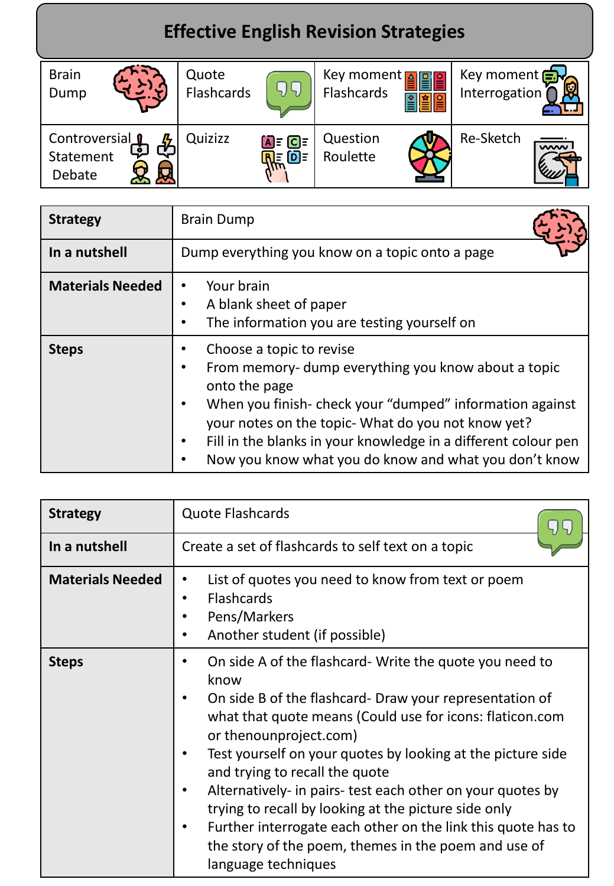# Effective English Revision Strategies

| Brain Dump | Quote Flashcards | Key moment Flashcards | Key moment Interrogation |
|---|---|---|---|
| Controversial Statement Debate | Quizizz | Question Roulette | Re-Sketch |

| **Strategy** | Brain Dump |
|---|---|
| **In a nutshell** | Dump everything you know on a topic onto a page |
| **Materials Needed** | • Your brain<br>• A blank sheet of paper<br>• The information you are testing yourself on |
| **Steps** | • Choose a topic to revise<br>• From memory- dump everything you know about a topic onto the page<br>• When you finish- check your "dumped" information against your notes on the topic- What do you not know yet?<br>• Fill in the blanks in your knowledge in a different colour pen<br>• Now you know what you do know and what you don't know |

| **Strategy** | Quote Flashcards |
|---|---|
| **In a nutshell** | Create a set of flashcards to self text on a topic |
| **Materials Needed** | • List of quotes you need to know from text or poem<br>• Flashcards<br>• Pens/Markers<br>• Another student (if possible) |
| **Steps** | • On side A of the flashcard- Write the quote you need to know<br>• On side B of the flashcard- Draw your representation of what that quote means (Could use for icons: flaticon.com or thenounproject.com)<br>• Test yourself on your quotes by looking at the picture side and trying to recall the quote<br>• Alternatively- in pairs- test each other on your quotes by trying to recall by looking at the picture side only<br>• Further interrogate each other on the link this quote has to the story of the poem, themes in the poem and use of language techniques |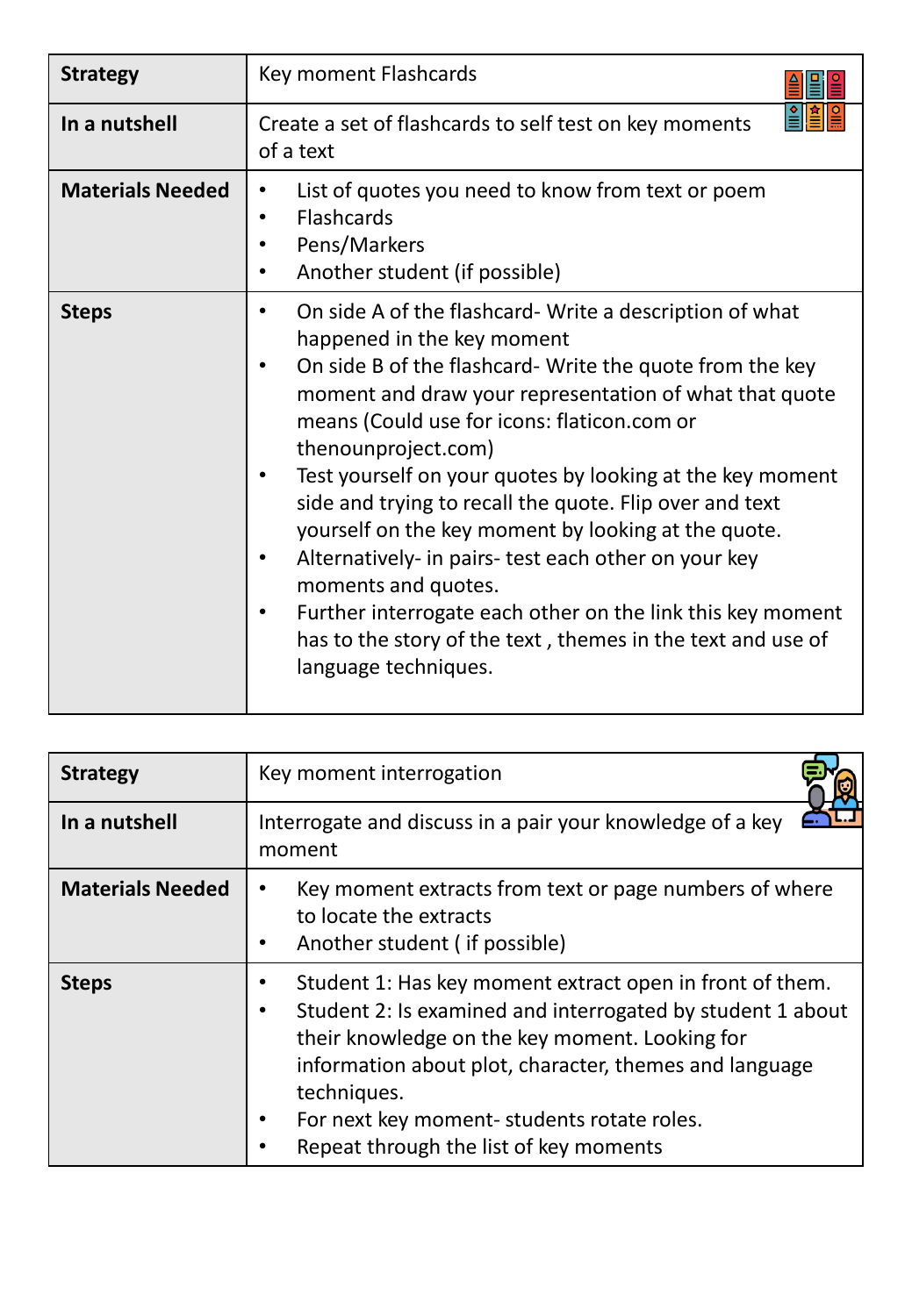| Strategy | Key moment Flashcards |
| --- | --- |
| In a nutshell | Create a set of flashcards to self test on key moments of a text |
| Materials Needed | • List of quotes you need to know from text or poem<br>• Flashcards<br>• Pens/Markers<br>• Another student (if possible) |
| Steps | • On side A of the flashcard- Write a description of what happened in the key moment<br>• On side B of the flashcard- Write the quote from the key moment and draw your representation of what that quote means (Could use for icons: flaticon.com or thenounproject.com)<br>• Test yourself on your quotes by looking at the key moment side and trying to recall the quote. Flip over and text yourself on the key moment by looking at the quote.<br>• Alternatively- in pairs- test each other on your key moments and quotes.<br>• Further interrogate each other on the link this key moment has to the story of the text , themes in the text and use of language techniques. |

| Strategy | Key moment interrogation |
| --- | --- |
| In a nutshell | Interrogate and discuss in a pair your knowledge of a key moment |
| Materials Needed | • Key moment extracts from text or page numbers of where to locate the extracts<br>• Another student ( if possible) |
| Steps | • Student 1: Has key moment extract open in front of them.<br>• Student 2: Is examined and interrogated by student 1 about their knowledge on the key moment. Looking for information about plot, character, themes and language techniques.<br>• For next key moment- students rotate roles.<br>• Repeat through the list of key moments |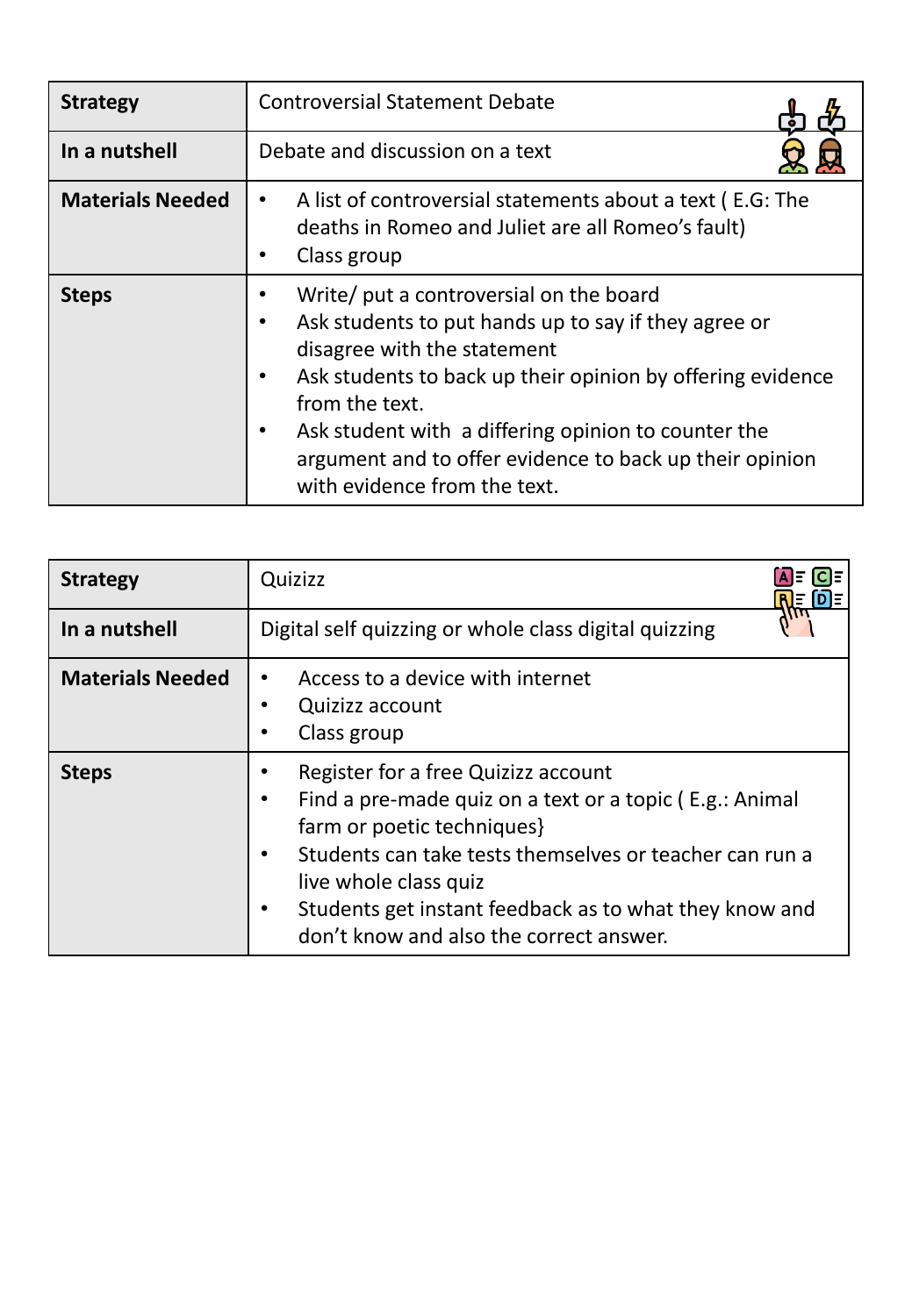| **Strategy** | Controversial Statement Debate |
| --- | --- |
| **In a nutshell** | Debate and discussion on a text |
| **Materials Needed** | • A list of controversial statements about a text ( E.G: The deaths in Romeo and Juliet are all Romeo's fault)<br>• Class group |
| **Steps** | • Write/ put a controversial on the board<br>• Ask students to put hands up to say if they agree or disagree with the statement<br>• Ask students to back up their opinion by offering evidence from the text.<br>• Ask student with a differing opinion to counter the argument and to offer evidence to back up their opinion with evidence from the text. |

| **Strategy** | Quizizz |
| --- | --- |
| **In a nutshell** | Digital self quizzing or whole class digital quizzing |
| **Materials Needed** | • Access to a device with internet<br>• Quizizz account<br>• Class group |
| **Steps** | • Register for a free Quizizz account<br>• Find a pre-made quiz on a text or a topic ( E.g.: Animal farm or poetic techniques}<br>• Students can take tests themselves or teacher can run a live whole class quiz<br>• Students get instant feedback as to what they know and don't know and also the correct answer. |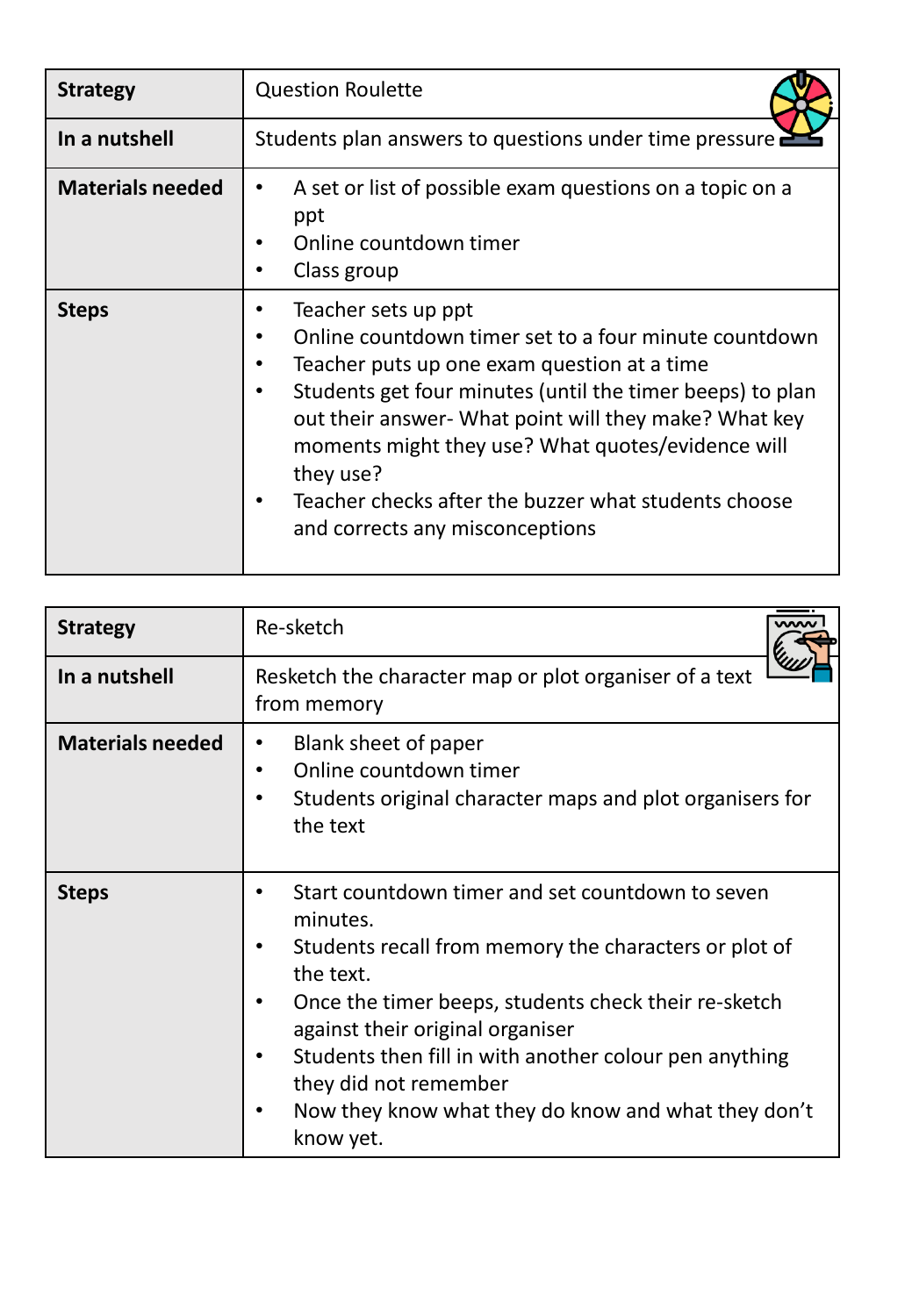| | |
|---|---|
| **Strategy** | Question Roulette |
| **In a nutshell** | Students plan answers to questions under time pressure |
| **Materials needed** | • A set or list of possible exam questions on a topic on a ppt<br>• Online countdown timer<br>• Class group |
| **Steps** | • Teacher sets up ppt<br>• Online countdown timer set to a four minute countdown<br>• Teacher puts up one exam question at a time<br>• Students get four minutes (until the timer beeps) to plan out their answer- What point will they make? What key moments might they use? What quotes/evidence will they use?<br>• Teacher checks after the buzzer what students choose and corrects any misconceptions |

| | |
|---|---|
| **Strategy** | Re-sketch |
| **In a nutshell** | Resketch the character map or plot organiser of a text from memory |
| **Materials needed** | • Blank sheet of paper<br>• Online countdown timer<br>• Students original character maps and plot organisers for the text |
| **Steps** | • Start countdown timer and set countdown to seven minutes.<br>• Students recall from memory the characters or plot of the text.<br>• Once the timer beeps, students check their re-sketch against their original organiser<br>• Students then fill in with another colour pen anything they did not remember<br>• Now they know what they do know and what they don't know yet. |